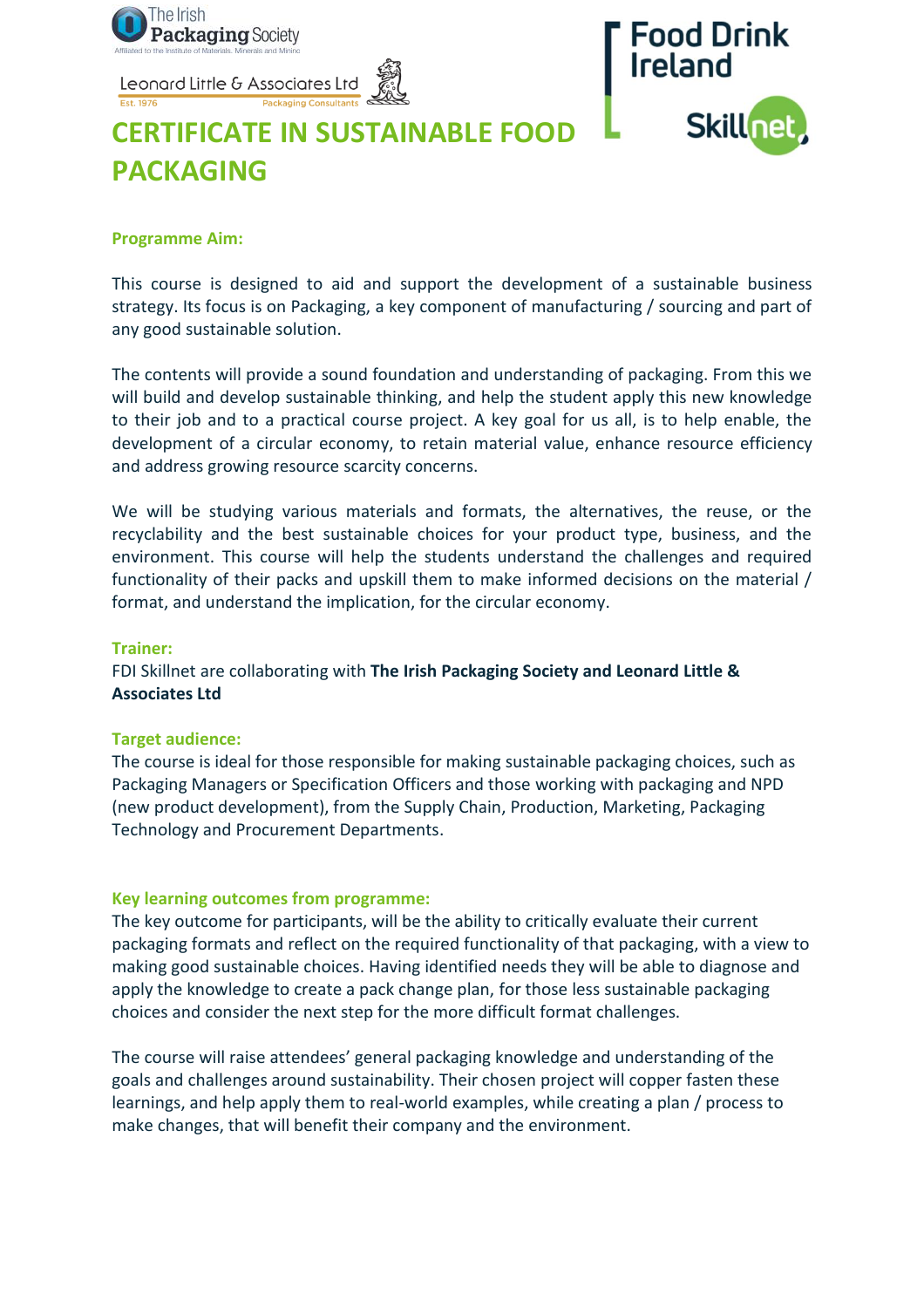# CERTIFICATE IN SUSTAINABLE FOOD PACKAGING

## Programme Aim:

This course is designed to aid and support the development of a sustainable business strategy. Its focus is on Packaging, a key component of manufacturing / sourcing and part of any good sustainable solution.

The contents will provide a sound foundation and understanding of packaging. From this we will build and develop sustainable thinking, and help the student apply this new knowledge to their job and to a practical course project. A key goal for us all, is to help enable, the development of a circular economy, to retain material value, enhance resource efficiency and address growing resource scarcity concerns.

We will be studying various materials and formats, the alternatives, the reuse, or the recyclability and the best sustainable choices for your product type, business, and the environment. This course will help the students understand the challenges and required functionality of their packs and upskill them to make informed decisions on the material / format, and understand the implication, for the circular economy.

## Trainer:

FDI Skillnet are collaborating with **The Irish Packaging Society and Leonard Little & Associates Ltd**

## Target audience:

The course is ideal for those responsible for making sustainable packaging choices, such as Packaging Managers or Specification Officers and those working with packaging and NPD (new product development), from the Supply Chain, Production, Marketing, Packaging Technology and Procurement Departments.

## Key learning outcomes from programme:

The key outcome for participants, will be the ability to critically evaluate their current packaging formats and reflect on the required functionality of that packaging, with a view to making good sustainable choices. Having identified needs they will be able to diagnose and apply the knowledge to create a pack change plan, for those less sustainable packaging choices and consider the next step for the more difficult format challenges.

The course will raise attendees' general packaging knowledge and understanding of the goals and challenges around sustainability. Their chosen project will copper fasten these learnings, and help apply them to real-world examples, while creating a plan / process to make changes, that will benefit their company and the environment.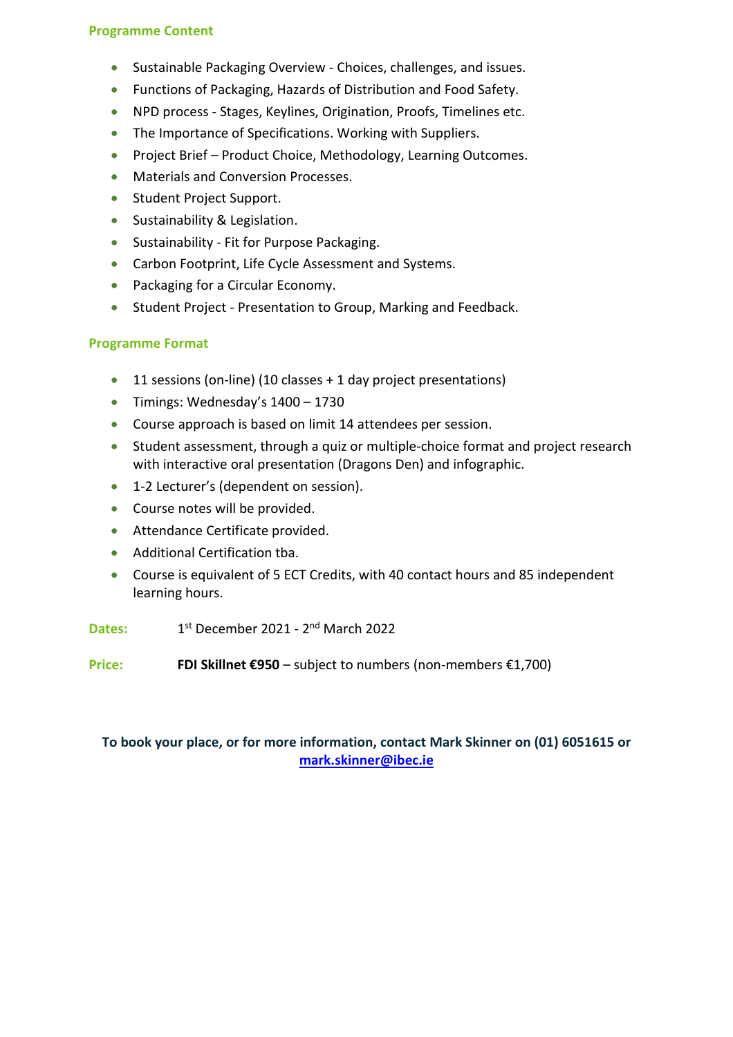## Programme Content

- Sustainable Packaging Overview - Choices, challenges, and issues.
- Functions of Packaging, Hazards of Distribution and Food Safety.
- NPD process - Stages, Keylines, Origination, Proofs, Timelines etc.
- The Importance of Specifications. Working with Suppliers.
- Project Brief – Product Choice, Methodology, Learning Outcomes.
- Materials and Conversion Processes.
- Student Project Support.
- Sustainability & Legislation.
- Sustainability - Fit for Purpose Packaging.
- Carbon Footprint, Life Cycle Assessment and Systems.
- Packaging for a Circular Economy.
- Student Project - Presentation to Group, Marking and Feedback.

## Programme Format

- 11 sessions (on-line) (10 classes + 1 day project presentations)
- Timings: Wednesday's 1400 – 1730
- Course approach is based on limit 14 attendees per session.
- Student assessment, through a quiz or multiple-choice format and project research with interactive oral presentation (Dragons Den) and infographic.
- 1-2 Lecturer's (dependent on session).
- Course notes will be provided.
- Attendance Certificate provided.
- Additional Certification tba.
- Course is equivalent of 5 ECT Credits, with 40 contact hours and 85 independent learning hours.

**Dates:** 1st December 2021 - 2nd March 2022

**Price:** **FDI Skillnet €950** – subject to numbers (non-members €1,700)

**To book your place, or for more information, contact Mark Skinner on (01) 6051615 or mark.skinner@ibec.ie**